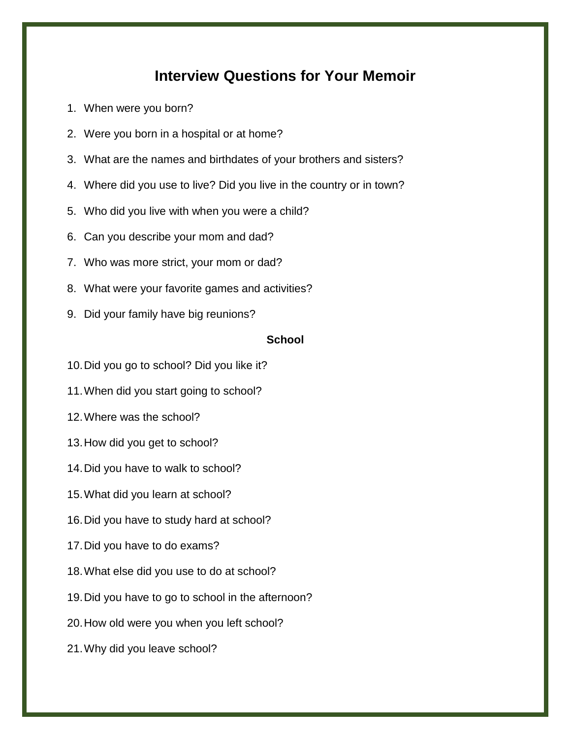# Interview Questions for Your Memoir

1. When were you born?
2. Were you born in a hospital or at home?
3. What are the names and birthdates of your brothers and sisters?
4. Where did you use to live? Did you live in the country or in town?
5. Who did you live with when you were a child?
6. Can you describe your mom and dad?
7. Who was more strict, your mom or dad?
8. What were your favorite games and activities?
9. Did your family have big reunions?

## School

10. Did you go to school? Did you like it?
11. When did you start going to school?
12. Where was the school?
13. How did you get to school?
14. Did you have to walk to school?
15. What did you learn at school?
16. Did you have to study hard at school?
17. Did you have to do exams?
18. What else did you use to do at school?
19. Did you have to go to school in the afternoon?
20. How old were you when you left school?
21. Why did you leave school?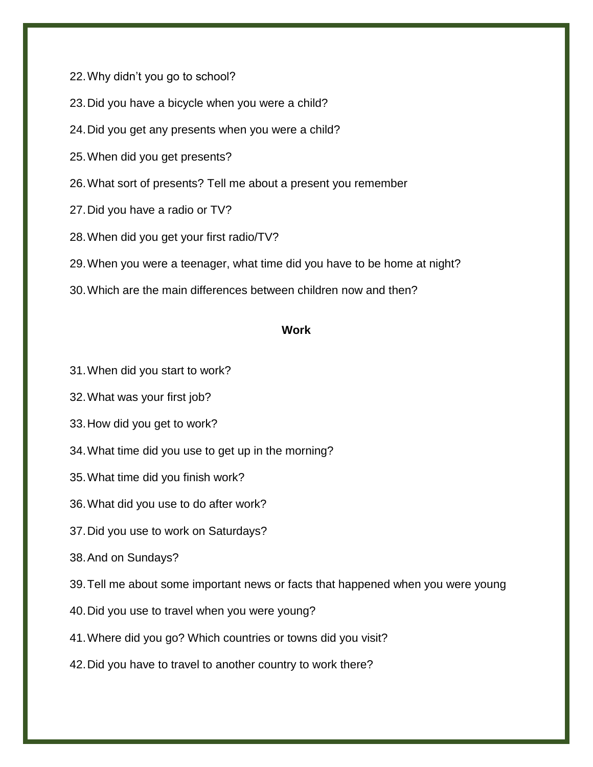22. Why didn't you go to school?
23. Did you have a bicycle when you were a child?
24. Did you get any presents when you were a child?
25. When did you get presents?
26. What sort of presents? Tell me about a present you remember
27. Did you have a radio or TV?
28. When did you get your first radio/TV?
29. When you were a teenager, what time did you have to be home at night?
30. Which are the main differences between children now and then?

**Work**

31. When did you start to work?
32. What was your first job?
33. How did you get to work?
34. What time did you use to get up in the morning?
35. What time did you finish work?
36. What did you use to do after work?
37. Did you use to work on Saturdays?
38. And on Sundays?
39. Tell me about some important news or facts that happened when you were young
40. Did you use to travel when you were young?
41. Where did you go? Which countries or towns did you visit?
42. Did you have to travel to another country to work there?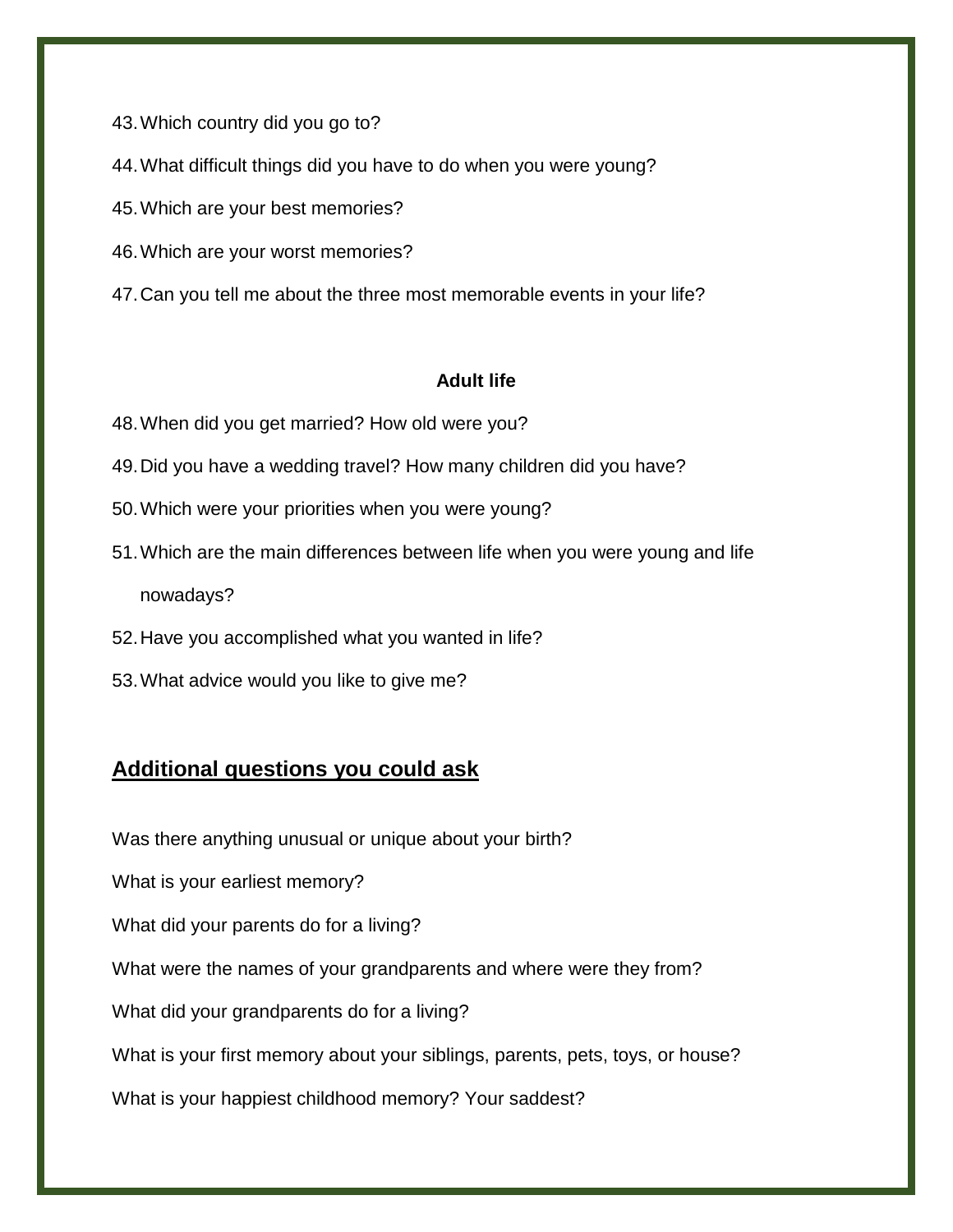43. Which country did you go to?
44. What difficult things did you have to do when you were young?
45. Which are your best memories?
46. Which are your worst memories?
47. Can you tell me about the three most memorable events in your life?

**Adult life**

48. When did you get married? How old were you?
49. Did you have a wedding travel? How many children did you have?
50. Which were your priorities when you were young?
51. Which are the main differences between life when you were young and life nowadays?
52. Have you accomplished what you wanted in life?
53. What advice would you like to give me?

## Additional questions you could ask

Was there anything unusual or unique about your birth?

What is your earliest memory?

What did your parents do for a living?

What were the names of your grandparents and where were they from?

What did your grandparents do for a living?

What is your first memory about your siblings, parents, pets, toys, or house?

What is your happiest childhood memory? Your saddest?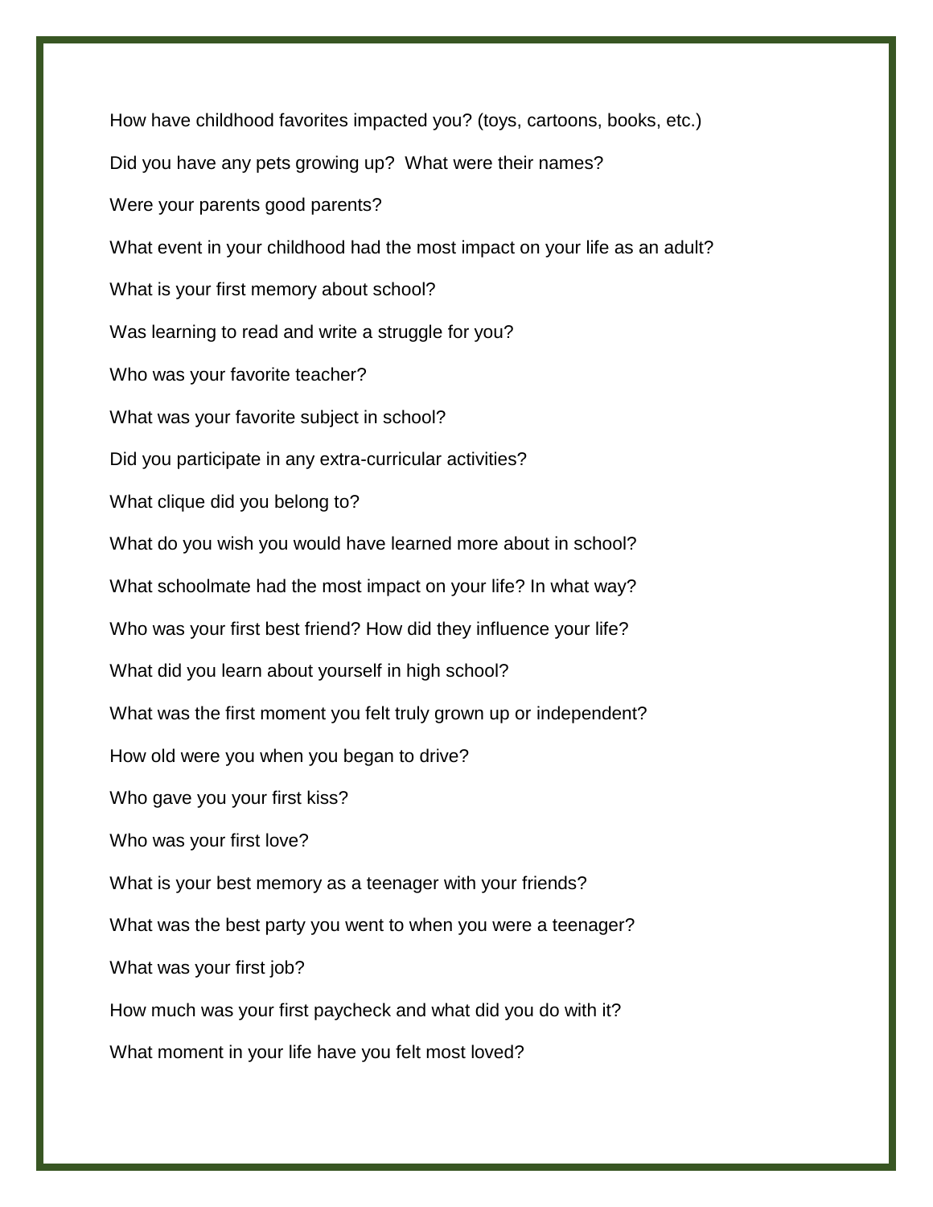How have childhood favorites impacted you? (toys, cartoons, books, etc.)

Did you have any pets growing up? What were their names?

Were your parents good parents?

What event in your childhood had the most impact on your life as an adult?

What is your first memory about school?

Was learning to read and write a struggle for you?

Who was your favorite teacher?

What was your favorite subject in school?

Did you participate in any extra-curricular activities?

What clique did you belong to?

What do you wish you would have learned more about in school?

What schoolmate had the most impact on your life? In what way?

Who was your first best friend? How did they influence your life?

What did you learn about yourself in high school?

What was the first moment you felt truly grown up or independent?

How old were you when you began to drive?

Who gave you your first kiss?

Who was your first love?

What is your best memory as a teenager with your friends?

What was the best party you went to when you were a teenager?

What was your first job?

How much was your first paycheck and what did you do with it?

What moment in your life have you felt most loved?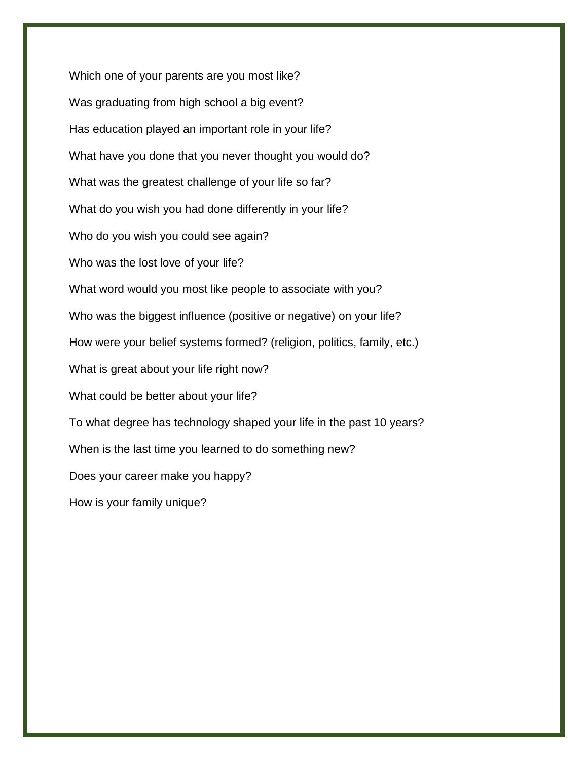Which one of your parents are you most like?

Was graduating from high school a big event?

Has education played an important role in your life?

What have you done that you never thought you would do?

What was the greatest challenge of your life so far?

What do you wish you had done differently in your life?

Who do you wish you could see again?

Who was the lost love of your life?

What word would you most like people to associate with you?

Who was the biggest influence (positive or negative) on your life?

How were your belief systems formed? (religion, politics, family, etc.)

What is great about your life right now?

What could be better about your life?

To what degree has technology shaped your life in the past 10 years?

When is the last time you learned to do something new?

Does your career make you happy?

How is your family unique?